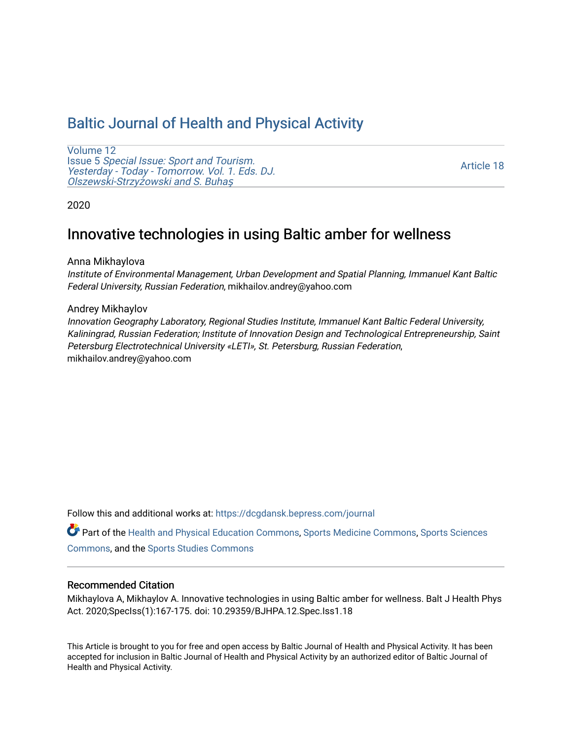# Baltic Journal of Health and Physical Activity

Volume 12
Issue 5 *Special Issue: Sport and Tourism. Yesterday - Today - Tomorrow. Vol. 1. Eds. DJ. Olszewski-Strzyżowski and S. Buhaş*

Article 18

2020

## Innovative technologies in using Baltic amber for wellness

Anna Mikhaylova
*Institute of Environmental Management, Urban Development and Spatial Planning, Immanuel Kant Baltic Federal University, Russian Federation*, mikhailov.andrey@yahoo.com

Andrey Mikhaylov
*Innovation Geography Laboratory, Regional Studies Institute, Immanuel Kant Baltic Federal University, Kaliningrad, Russian Federation; Institute of Innovation Design and Technological Entrepreneurship, Saint Petersburg Electrotechnical University «LETI», St. Petersburg, Russian Federation*, mikhailov.andrey@yahoo.com

Follow this and additional works at: https://dcgdansk.bepress.com/journal

Part of the Health and Physical Education Commons, Sports Medicine Commons, Sports Sciences Commons, and the Sports Studies Commons

### Recommended Citation

Mikhaylova A, Mikhaylov A. Innovative technologies in using Baltic amber for wellness. Balt J Health Phys Act. 2020;SpecIss(1):167-175. doi: 10.29359/BJHPA.12.Spec.Iss1.18

This Article is brought to you for free and open access by Baltic Journal of Health and Physical Activity. It has been accepted for inclusion in Baltic Journal of Health and Physical Activity by an authorized editor of Baltic Journal of Health and Physical Activity.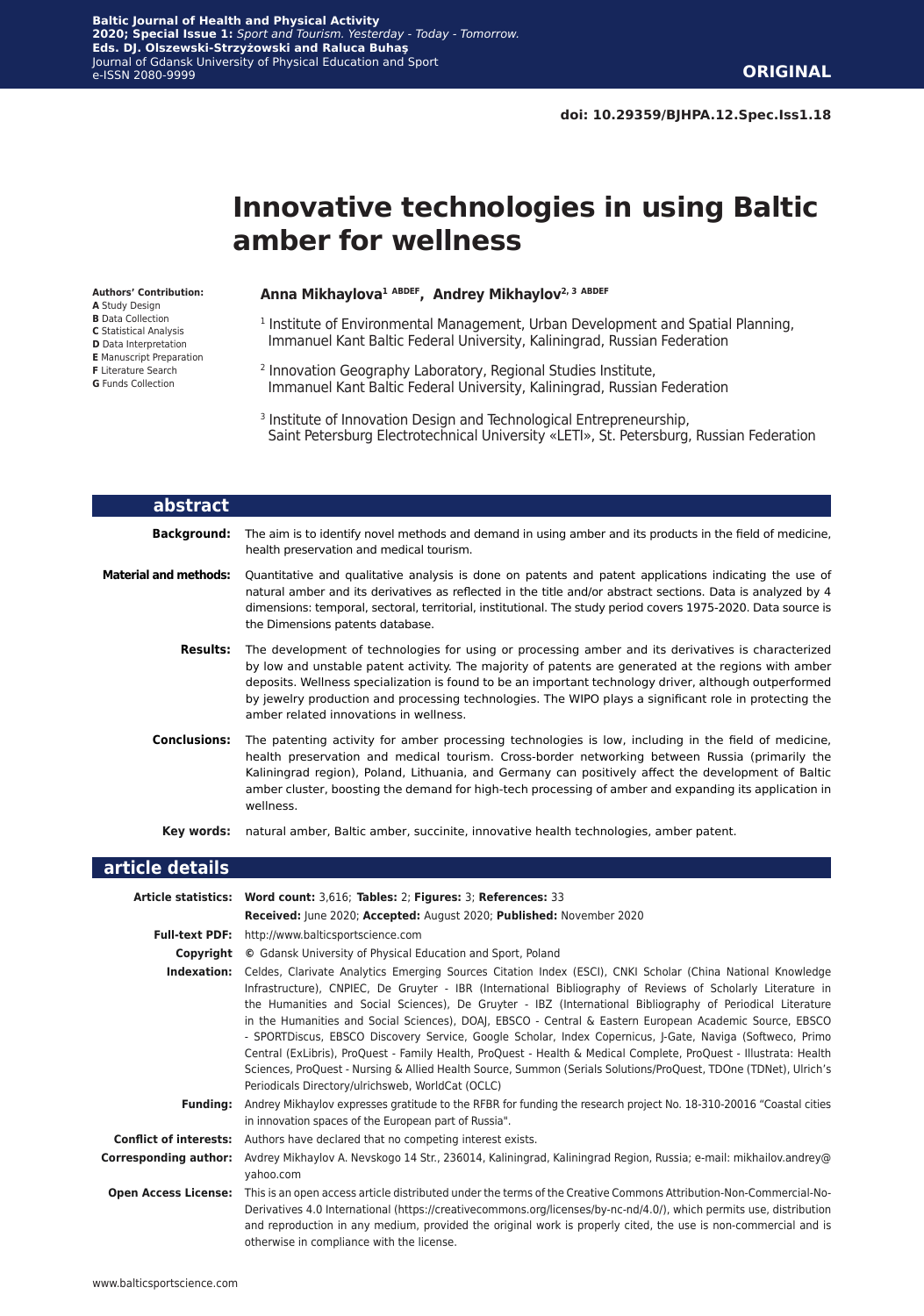doi: 10.29359/BJHPA.12.Spec.Iss1.18

# Innovative technologies in using Baltic amber for wellness

**Authors' Contribution:**
**A** Study Design
**B** Data Collection
**C** Statistical Analysis
**D** Data Interpretation
**E** Manuscript Preparation
**F** Literature Search
**G** Funds Collection

**Anna Mikhaylova[1 ABDEF], Andrey Mikhaylov[2, 3 ABDEF]**

[1] Institute of Environmental Management, Urban Development and Spatial Planning, Immanuel Kant Baltic Federal University, Kaliningrad, Russian Federation

[2] Innovation Geography Laboratory, Regional Studies Institute, Immanuel Kant Baltic Federal University, Kaliningrad, Russian Federation

[3] Institute of Innovation Design and Technological Entrepreneurship, Saint Petersburg Electrotechnical University «LETI», St. Petersburg, Russian Federation

## abstract

**Background:** The aim is to identify novel methods and demand in using amber and its products in the field of medicine, health preservation and medical tourism.

**Material and methods:** Quantitative and qualitative analysis is done on patents and patent applications indicating the use of natural amber and its derivatives as reflected in the title and/or abstract sections. Data is analyzed by 4 dimensions: temporal, sectoral, territorial, institutional. The study period covers 1975-2020. Data source is the Dimensions patents database.

**Results:** The development of technologies for using or processing amber and its derivatives is characterized by low and unstable patent activity. The majority of patents are generated at the regions with amber deposits. Wellness specialization is found to be an important technology driver, although outperformed by jewelry production and processing technologies. The WIPO plays a significant role in protecting the amber related innovations in wellness.

**Conclusions:** The patenting activity for amber processing technologies is low, including in the field of medicine, health preservation and medical tourism. Cross-border networking between Russia (primarily the Kaliningrad region), Poland, Lithuania, and Germany can positively affect the development of Baltic amber cluster, boosting the demand for high-tech processing of amber and expanding its application in wellness.

**Key words:** natural amber, Baltic amber, succinite, innovative health technologies, amber patent.

## article details

**Article statistics:** **Word count:** 3,616; **Tables:** 2; **Figures:** 3; **References:** 33
**Received:** June 2020; **Accepted:** August 2020; **Published:** November 2020

**Full-text PDF:** http://www.balticsportscience.com

**Copyright** © Gdansk University of Physical Education and Sport, Poland

**Indexation:** Celdes, Clarivate Analytics Emerging Sources Citation Index (ESCI), CNKI Scholar (China National Knowledge Infrastructure), CNPIEC, De Gruyter - IBR (International Bibliography of Reviews of Scholarly Literature in the Humanities and Social Sciences), De Gruyter - IBZ (International Bibliography of Periodical Literature in the Humanities and Social Sciences), DOAJ, EBSCO - Central & Eastern European Academic Source, EBSCO - SPORTDiscus, EBSCO Discovery Service, Google Scholar, Index Copernicus, J-Gate, Naviga (Softweco, Primo Central (ExLibris), ProQuest - Family Health, ProQuest - Health & Medical Complete, ProQuest - Illustrata: Health Sciences, ProQuest - Nursing & Allied Health Source, Summon (Serials Solutions/ProQuest, TDOne (TDNet), Ulrich's Periodicals Directory/ulrichsweb, WorldCat (OCLC)

**Funding:** Andrey Mikhaylov expresses gratitude to the RFBR for funding the research project No. 18-310-20016 "Coastal cities in innovation spaces of the European part of Russia".

**Conflict of interests:** Authors have declared that no competing interest exists.

**Corresponding author:** Avdrey Mikhaylov A. Nevskogo 14 Str., 236014, Kaliningrad, Kaliningrad Region, Russia; e-mail: mikhailov.andrey@yahoo.com

**Open Access License:** This is an open access article distributed under the terms of the Creative Commons Attribution-Non-Commercial-No-Derivatives 4.0 International (https://creativecommons.org/licenses/by-nc-nd/4.0/), which permits use, distribution and reproduction in any medium, provided the original work is properly cited, the use is non-commercial and is otherwise in compliance with the license.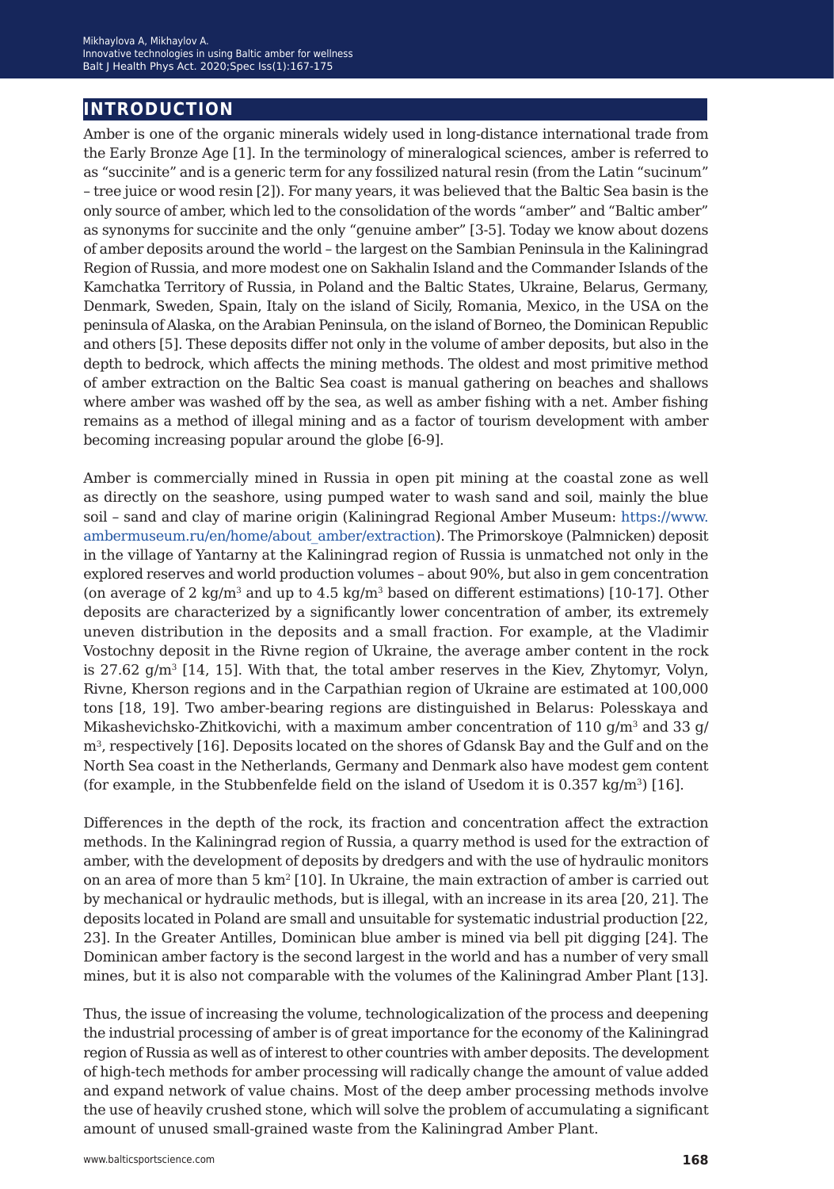## INTRODUCTION

Amber is one of the organic minerals widely used in long-distance international trade from the Early Bronze Age [1]. In the terminology of mineralogical sciences, amber is referred to as "succinite" and is a generic term for any fossilized natural resin (from the Latin "sucinum" – tree juice or wood resin [2]). For many years, it was believed that the Baltic Sea basin is the only source of amber, which led to the consolidation of the words "amber" and "Baltic amber" as synonyms for succinite and the only "genuine amber" [3-5]. Today we know about dozens of amber deposits around the world – the largest on the Sambian Peninsula in the Kaliningrad Region of Russia, and more modest one on Sakhalin Island and the Commander Islands of the Kamchatka Territory of Russia, in Poland and the Baltic States, Ukraine, Belarus, Germany, Denmark, Sweden, Spain, Italy on the island of Sicily, Romania, Mexico, in the USA on the peninsula of Alaska, on the Arabian Peninsula, on the island of Borneo, the Dominican Republic and others [5]. These deposits differ not only in the volume of amber deposits, but also in the depth to bedrock, which affects the mining methods. The oldest and most primitive method of amber extraction on the Baltic Sea coast is manual gathering on beaches and shallows where amber was washed off by the sea, as well as amber fishing with a net. Amber fishing remains as a method of illegal mining and as a factor of tourism development with amber becoming increasing popular around the globe [6-9].

Amber is commercially mined in Russia in open pit mining at the coastal zone as well as directly on the seashore, using pumped water to wash sand and soil, mainly the blue soil – sand and clay of marine origin (Kaliningrad Regional Amber Museum: https://www.ambermuseum.ru/en/home/about_amber/extraction). The Primorskoye (Palmnicken) deposit in the village of Yantarny at the Kaliningrad region of Russia is unmatched not only in the explored reserves and world production volumes – about 90%, but also in gem concentration (on average of 2 kg/m$^3$ and up to 4.5 kg/m$^3$ based on different estimations) [10-17]. Other deposits are characterized by a significantly lower concentration of amber, its extremely uneven distribution in the deposits and a small fraction. For example, at the Vladimir Vostochny deposit in the Rivne region of Ukraine, the average amber content in the rock is 27.62 g/m$^3$ [14, 15]. With that, the total amber reserves in the Kiev, Zhytomyr, Volyn, Rivne, Kherson regions and in the Carpathian region of Ukraine are estimated at 100,000 tons [18, 19]. Two amber-bearing regions are distinguished in Belarus: Polesskaya and Mikashevichsko-Zhitkovichi, with a maximum amber concentration of 110 g/m$^3$ and 33 g/m$^3$, respectively [16]. Deposits located on the shores of Gdansk Bay and the Gulf and on the North Sea coast in the Netherlands, Germany and Denmark also have modest gem content (for example, in the Stubbenfelde field on the island of Usedom it is 0.357 kg/m$^3$) [16].

Differences in the depth of the rock, its fraction and concentration affect the extraction methods. In the Kaliningrad region of Russia, a quarry method is used for the extraction of amber, with the development of deposits by dredgers and with the use of hydraulic monitors on an area of more than 5 km$^2$ [10]. In Ukraine, the main extraction of amber is carried out by mechanical or hydraulic methods, but is illegal, with an increase in its area [20, 21]. The deposits located in Poland are small and unsuitable for systematic industrial production [22, 23]. In the Greater Antilles, Dominican blue amber is mined via bell pit digging [24]. The Dominican amber factory is the second largest in the world and has a number of very small mines, but it is also not comparable with the volumes of the Kaliningrad Amber Plant [13].

Thus, the issue of increasing the volume, technologicalization of the process and deepening the industrial processing of amber is of great importance for the economy of the Kaliningrad region of Russia as well as of interest to other countries with amber deposits. The development of high-tech methods for amber processing will radically change the amount of value added and expand network of value chains. Most of the deep amber processing methods involve the use of heavily crushed stone, which will solve the problem of accumulating a significant amount of unused small-grained waste from the Kaliningrad Amber Plant.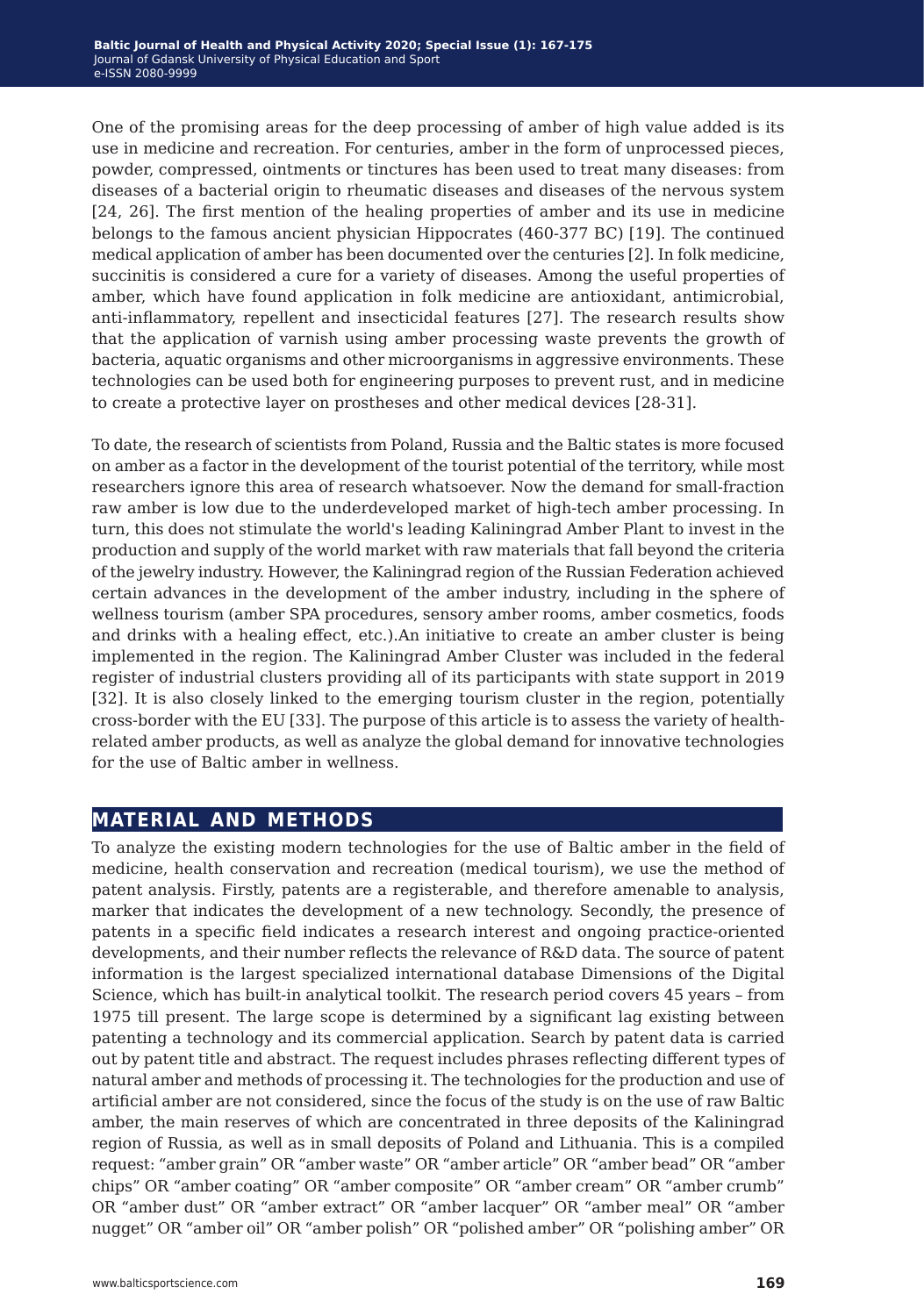One of the promising areas for the deep processing of amber of high value added is its use in medicine and recreation. For centuries, amber in the form of unprocessed pieces, powder, compressed, ointments or tinctures has been used to treat many diseases: from diseases of a bacterial origin to rheumatic diseases and diseases of the nervous system [24, 26]. The first mention of the healing properties of amber and its use in medicine belongs to the famous ancient physician Hippocrates (460-377 BC) [19]. The continued medical application of amber has been documented over the centuries [2]. In folk medicine, succinitis is considered a cure for a variety of diseases. Among the useful properties of amber, which have found application in folk medicine are antioxidant, antimicrobial, anti-inflammatory, repellent and insecticidal features [27]. The research results show that the application of varnish using amber processing waste prevents the growth of bacteria, aquatic organisms and other microorganisms in aggressive environments. These technologies can be used both for engineering purposes to prevent rust, and in medicine to create a protective layer on prostheses and other medical devices [28-31].

To date, the research of scientists from Poland, Russia and the Baltic states is more focused on amber as a factor in the development of the tourist potential of the territory, while most researchers ignore this area of research whatsoever. Now the demand for small-fraction raw amber is low due to the underdeveloped market of high-tech amber processing. In turn, this does not stimulate the world's leading Kaliningrad Amber Plant to invest in the production and supply of the world market with raw materials that fall beyond the criteria of the jewelry industry. However, the Kaliningrad region of the Russian Federation achieved certain advances in the development of the amber industry, including in the sphere of wellness tourism (amber SPA procedures, sensory amber rooms, amber cosmetics, foods and drinks with a healing effect, etc.).An initiative to create an amber cluster is being implemented in the region. The Kaliningrad Amber Cluster was included in the federal register of industrial clusters providing all of its participants with state support in 2019 [32]. It is also closely linked to the emerging tourism cluster in the region, potentially cross-border with the EU [33]. The purpose of this article is to assess the variety of health-related amber products, as well as analyze the global demand for innovative technologies for the use of Baltic amber in wellness.

## MATERIAL AND METHODS

To analyze the existing modern technologies for the use of Baltic amber in the field of medicine, health conservation and recreation (medical tourism), we use the method of patent analysis. Firstly, patents are a registerable, and therefore amenable to analysis, marker that indicates the development of a new technology. Secondly, the presence of patents in a specific field indicates a research interest and ongoing practice-oriented developments, and their number reflects the relevance of R&D data. The source of patent information is the largest specialized international database Dimensions of the Digital Science, which has built-in analytical toolkit. The research period covers 45 years – from 1975 till present. The large scope is determined by a significant lag existing between patenting a technology and its commercial application. Search by patent data is carried out by patent title and abstract. The request includes phrases reflecting different types of natural amber and methods of processing it. The technologies for the production and use of artificial amber are not considered, since the focus of the study is on the use of raw Baltic amber, the main reserves of which are concentrated in three deposits of the Kaliningrad region of Russia, as well as in small deposits of Poland and Lithuania. This is a compiled request: "amber grain" OR "amber waste" OR "amber article" OR "amber bead" OR "amber chips" OR "amber coating" OR "amber composite" OR "amber cream" OR "amber crumb" OR "amber dust" OR "amber extract" OR "amber lacquer" OR "amber meal" OR "amber nugget" OR "amber oil" OR "amber polish" OR "polished amber" OR "polishing amber" OR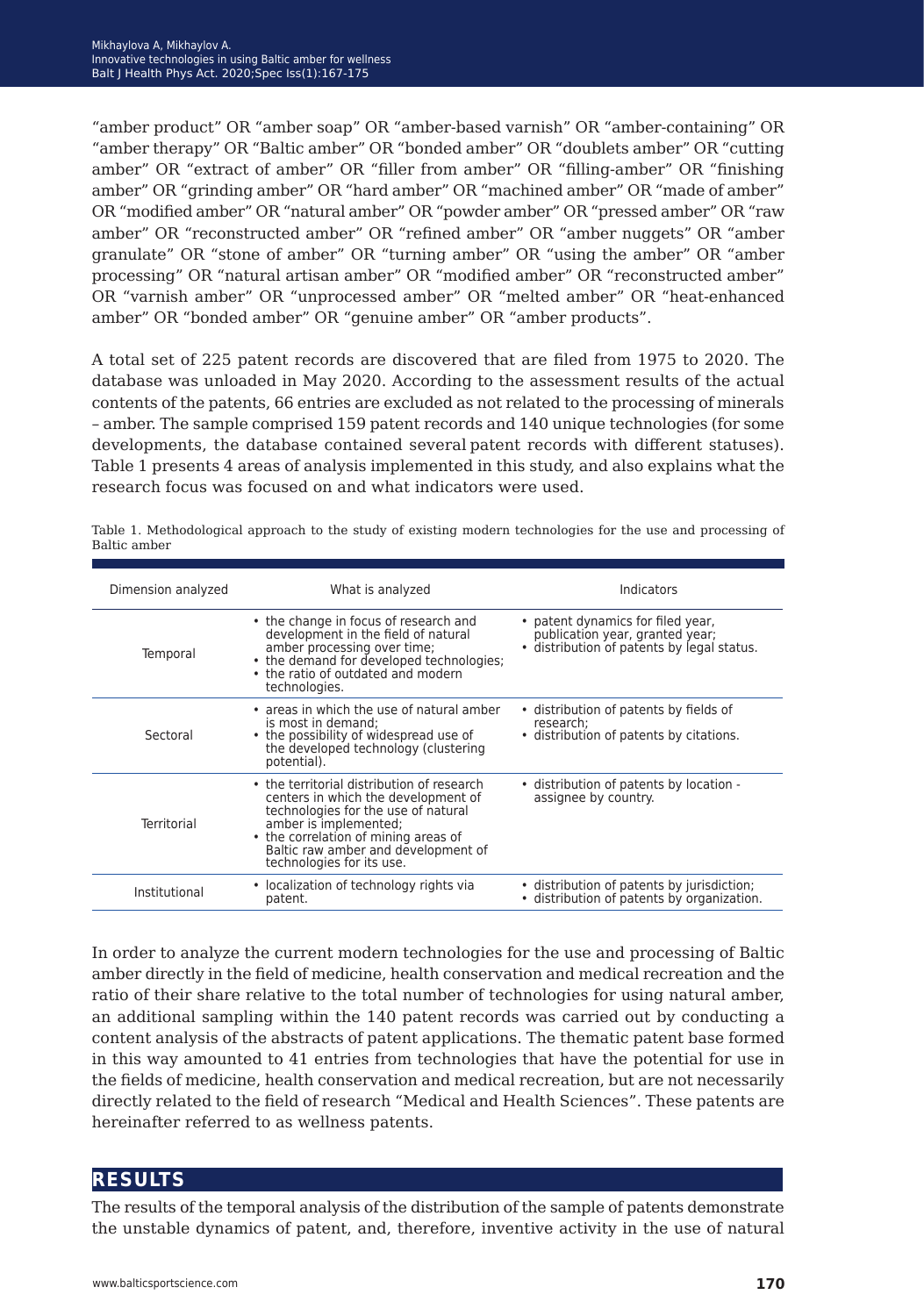"amber product" OR "amber soap" OR "amber-based varnish" OR "amber-containing" OR "amber therapy" OR "Baltic amber" OR "bonded amber" OR "doublets amber" OR "cutting amber" OR "extract of amber" OR "filler from amber" OR "filling-amber" OR "finishing amber" OR "grinding amber" OR "hard amber" OR "machined amber" OR "made of amber" OR "modified amber" OR "natural amber" OR "powder amber" OR "pressed amber" OR "raw amber" OR "reconstructed amber" OR "refined amber" OR "amber nuggets" OR "amber granulate" OR "stone of amber" OR "turning amber" OR "using the amber" OR "amber processing" OR "natural artisan amber" OR "modified amber" OR "reconstructed amber" OR "varnish amber" OR "unprocessed amber" OR "melted amber" OR "heat-enhanced amber" OR "bonded amber" OR "genuine amber" OR "amber products".

A total set of 225 patent records are discovered that are filed from 1975 to 2020. The database was unloaded in May 2020. According to the assessment results of the actual contents of the patents, 66 entries are excluded as not related to the processing of minerals – amber. The sample comprised 159 patent records and 140 unique technologies (for some developments, the database contained several patent records with different statuses). Table 1 presents 4 areas of analysis implemented in this study, and also explains what the research focus was focused on and what indicators were used.

Table 1. Methodological approach to the study of existing modern technologies for the use and processing of Baltic amber

| Dimension analyzed | What is analyzed | Indicators |
|---|---|---|
| Temporal | • the change in focus of research and development in the field of natural amber processing over time;<br>• the demand for developed technologies;<br>• the ratio of outdated and modern technologies. | • patent dynamics for filed year, publication year, granted year;<br>• distribution of patents by legal status. |
| Sectoral | • areas in which the use of natural amber is most in demand;<br>• the possibility of widespread use of the developed technology (clustering potential). | • distribution of patents by fields of research;<br>• distribution of patents by citations. |
| Territorial | • the territorial distribution of research centers in which the development of technologies for the use of natural amber is implemented;<br>• the correlation of mining areas of Baltic raw amber and development of technologies for its use. | • distribution of patents by location - assignee by country. |
| Institutional | • localization of technology rights via patent. | • distribution of patents by jurisdiction;<br>• distribution of patents by organization. |

In order to analyze the current modern technologies for the use and processing of Baltic amber directly in the field of medicine, health conservation and medical recreation and the ratio of their share relative to the total number of technologies for using natural amber, an additional sampling within the 140 patent records was carried out by conducting a content analysis of the abstracts of patent applications. The thematic patent base formed in this way amounted to 41 entries from technologies that have the potential for use in the fields of medicine, health conservation and medical recreation, but are not necessarily directly related to the field of research "Medical and Health Sciences". These patents are hereinafter referred to as wellness patents.

## RESULTS

The results of the temporal analysis of the distribution of the sample of patents demonstrate the unstable dynamics of patent, and, therefore, inventive activity in the use of natural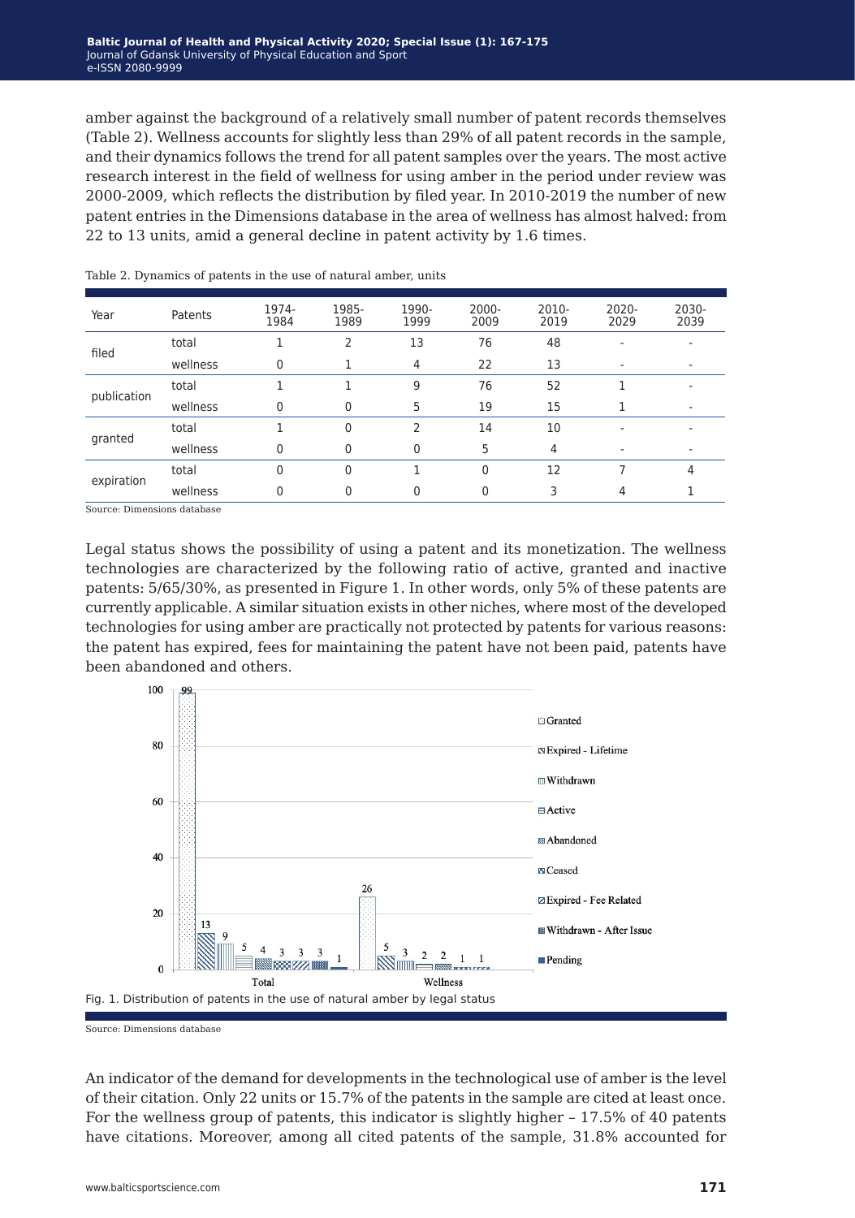amber against the background of a relatively small number of patent records themselves (Table 2). Wellness accounts for slightly less than 29% of all patent records in the sample, and their dynamics follows the trend for all patent samples over the years. The most active research interest in the field of wellness for using amber in the period under review was 2000-2009, which reflects the distribution by filed year. In 2010-2019 the number of new patent entries in the Dimensions database in the area of wellness has almost halved: from 22 to 13 units, amid a general decline in patent activity by 1.6 times.

Table 2. Dynamics of patents in the use of natural amber, units

| Year | Patents | 1974-1984 | 1985-1989 | 1990-1999 | 2000-2009 | 2010-2019 | 2020-2029 | 2030-2039 |
|---|---|---|---|---|---|---|---|---|
| filed | total | 1 | 2 | 13 | 76 | 48 | - | - |
| | wellness | 0 | 1 | 4 | 22 | 13 | - | - |
| publication | total | 1 | 1 | 9 | 76 | 52 | 1 | - |
| | wellness | 0 | 0 | 5 | 19 | 15 | 1 | - |
| granted | total | 1 | 0 | 2 | 14 | 10 | - | - |
| | wellness | 0 | 0 | 0 | 5 | 4 | - | - |
| expiration | total | 0 | 0 | 1 | 0 | 12 | 7 | 4 |
| | wellness | 0 | 0 | 0 | 0 | 3 | 4 | 1 |

Source: Dimensions database

Legal status shows the possibility of using a patent and its monetization. The wellness technologies are characterized by the following ratio of active, granted and inactive patents: 5/65/30%, as presented in Figure 1. In other words, only 5% of these patents are currently applicable. A similar situation exists in other niches, where most of the developed technologies for using amber are practically not protected by patents for various reasons: the patent has expired, fees for maintaining the patent have not been paid, patents have been abandoned and others.

Fig. 1. Distribution of patents in the use of natural amber by legal status

Source: Dimensions database

An indicator of the demand for developments in the technological use of amber is the level of their citation. Only 22 units or 15.7% of the patents in the sample are cited at least once. For the wellness group of patents, this indicator is slightly higher – 17.5% of 40 patents have citations. Moreover, among all cited patents of the sample, 31.8% accounted for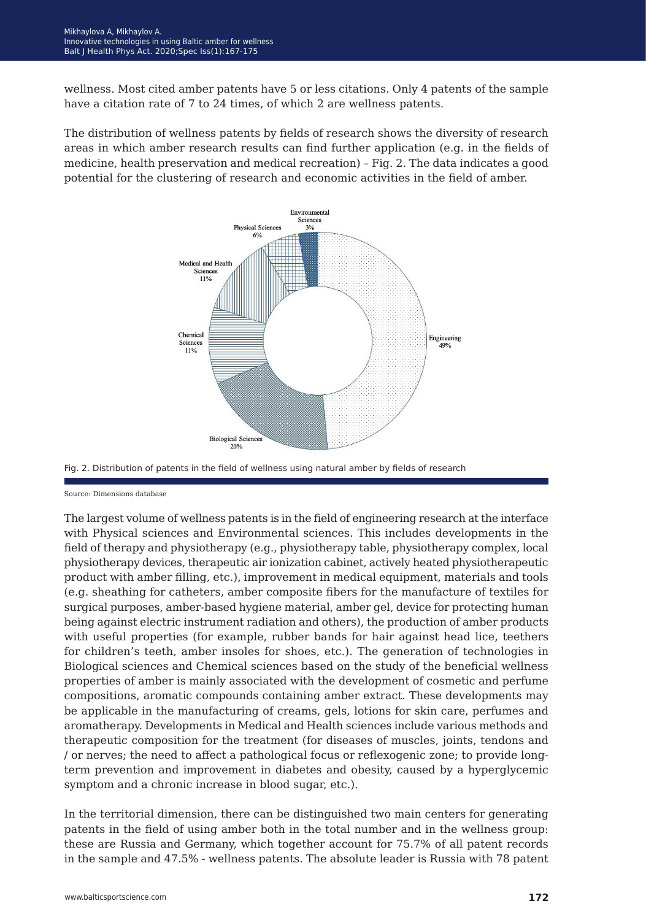wellness. Most cited amber patents have 5 or less citations. Only 4 patents of the sample have a citation rate of 7 to 24 times, of which 2 are wellness patents.

The distribution of wellness patents by fields of research shows the diversity of research areas in which amber research results can find further application (e.g. in the fields of medicine, health preservation and medical recreation) – Fig. 2. The data indicates a good potential for the clustering of research and economic activities in the field of amber.

Environmental Sciences 3%
Physical Sciences 6%
Medical and Health Sciences 11%
Chemical Sciences 11%
Biological Sciences 20%
Engineering 49%

Fig. 2. Distribution of patents in the field of wellness using natural amber by fields of research

Source: Dimensions database

The largest volume of wellness patents is in the field of engineering research at the interface with Physical sciences and Environmental sciences. This includes developments in the field of therapy and physiotherapy (e.g., physiotherapy table, physiotherapy complex, local physiotherapy devices, therapeutic air ionization cabinet, actively heated physiotherapeutic product with amber filling, etc.), improvement in medical equipment, materials and tools (e.g. sheathing for catheters, amber composite fibers for the manufacture of textiles for surgical purposes, amber-based hygiene material, amber gel, device for protecting human being against electric instrument radiation and others), the production of amber products with useful properties (for example, rubber bands for hair against head lice, teethers for children's teeth, amber insoles for shoes, etc.). The generation of technologies in Biological sciences and Chemical sciences based on the study of the beneficial wellness properties of amber is mainly associated with the development of cosmetic and perfume compositions, aromatic compounds containing amber extract. These developments may be applicable in the manufacturing of creams, gels, lotions for skin care, perfumes and aromatherapy. Developments in Medical and Health sciences include various methods and therapeutic composition for the treatment (for diseases of muscles, joints, tendons and / or nerves; the need to affect a pathological focus or reflexogenic zone; to provide long-term prevention and improvement in diabetes and obesity, caused by a hyperglycemic symptom and a chronic increase in blood sugar, etc.).

In the territorial dimension, there can be distinguished two main centers for generating patents in the field of using amber both in the total number and in the wellness group: these are Russia and Germany, which together account for 75.7% of all patent records in the sample and 47.5% - wellness patents. The absolute leader is Russia with 78 patent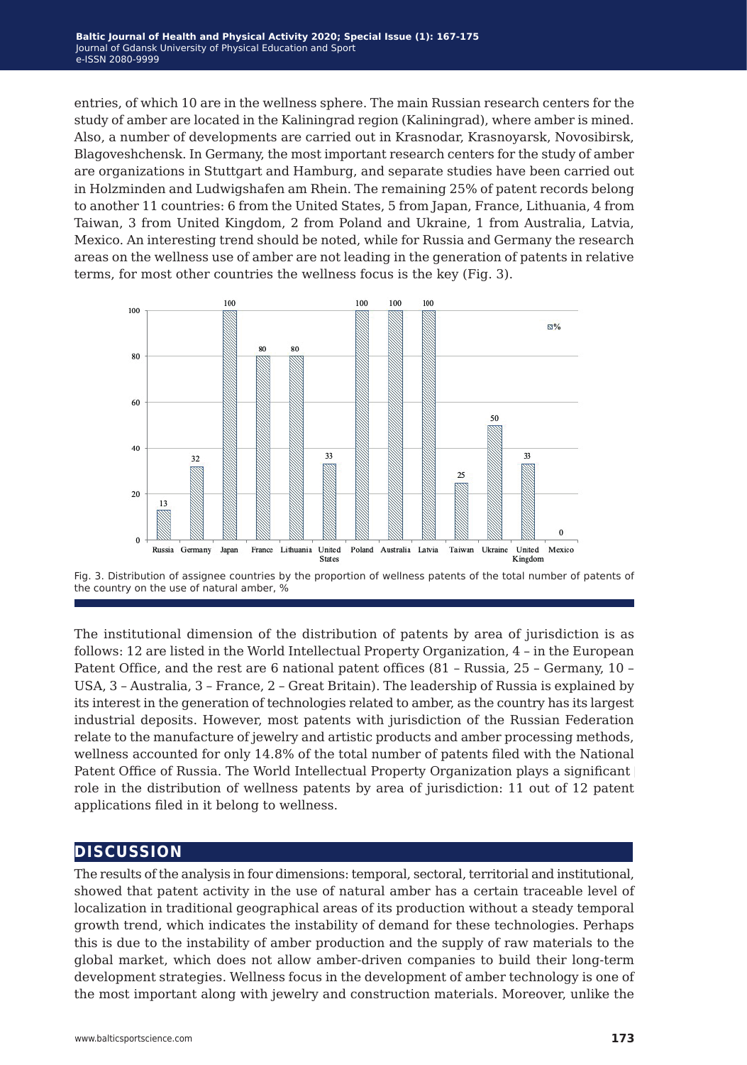entries, of which 10 are in the wellness sphere. The main Russian research centers for the study of amber are located in the Kaliningrad region (Kaliningrad), where amber is mined. Also, a number of developments are carried out in Krasnodar, Krasnoyarsk, Novosibirsk, Blagoveshchensk. In Germany, the most important research centers for the study of amber are organizations in Stuttgart and Hamburg, and separate studies have been carried out in Holzminden and Ludwigshafen am Rhein. The remaining 25% of patent records belong to another 11 countries: 6 from the United States, 5 from Japan, France, Lithuania, 4 from Taiwan, 3 from United Kingdom, 2 from Poland and Ukraine, 1 from Australia, Latvia, Mexico. An interesting trend should be noted, while for Russia and Germany the research areas on the wellness use of amber are not leading in the generation of patents in relative terms, for most other countries the wellness focus is the key (Fig. 3).

| Country | % |
|---|---|
| Russia | 13 |
| Germany | 32 |
| Japan | 100 |
| France | 80 |
| Lithuania | 80 |
| United States | 33 |
| Poland | 100 |
| Australia | 100 |
| Latvia | 100 |
| Taiwan | 25 |
| Ukraine | 50 |
| United Kingdom | 33 |
| Mexico | 0 |

Fig. 3. Distribution of assignee countries by the proportion of wellness patents of the total number of patents of the country on the use of natural amber, %

The institutional dimension of the distribution of patents by area of jurisdiction is as follows: 12 are listed in the World Intellectual Property Organization, 4 – in the European Patent Office, and the rest are 6 national patent offices (81 – Russia, 25 – Germany, 10 – USA, 3 – Australia, 3 – France, 2 – Great Britain). The leadership of Russia is explained by its interest in the generation of technologies related to amber, as the country has its largest industrial deposits. However, most patents with jurisdiction of the Russian Federation relate to the manufacture of jewelry and artistic products and amber processing methods, wellness accounted for only 14.8% of the total number of patents filed with the National Patent Office of Russia. The World Intellectual Property Organization plays a significant role in the distribution of wellness patents by area of jurisdiction: 11 out of 12 patent applications filed in it belong to wellness.

## DISCUSSION

The results of the analysis in four dimensions: temporal, sectoral, territorial and institutional, showed that patent activity in the use of natural amber has a certain traceable level of localization in traditional geographical areas of its production without a steady temporal growth trend, which indicates the instability of demand for these technologies. Perhaps this is due to the instability of amber production and the supply of raw materials to the global market, which does not allow amber-driven companies to build their long-term development strategies. Wellness focus in the development of amber technology is one of the most important along with jewelry and construction materials. Moreover, unlike the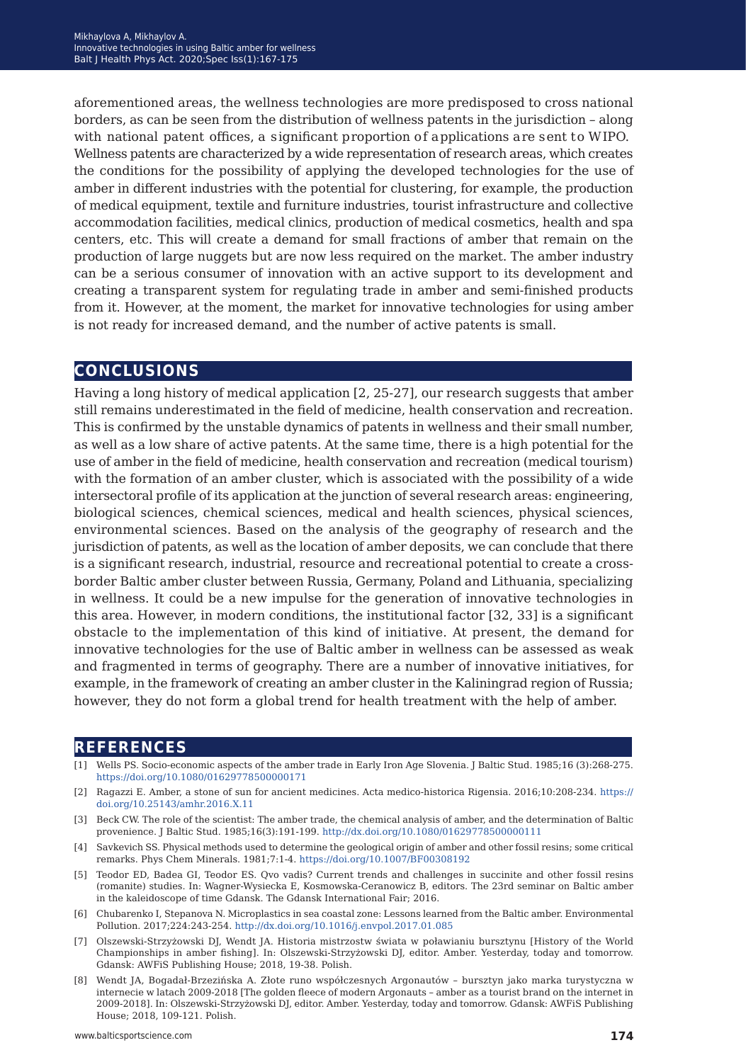aforementioned areas, the wellness technologies are more predisposed to cross national borders, as can be seen from the distribution of wellness patents in the jurisdiction – along with national patent offices, a significant proportion of applications are sent to WIPO. Wellness patents are characterized by a wide representation of research areas, which creates the conditions for the possibility of applying the developed technologies for the use of amber in different industries with the potential for clustering, for example, the production of medical equipment, textile and furniture industries, tourist infrastructure and collective accommodation facilities, medical clinics, production of medical cosmetics, health and spa centers, etc. This will create a demand for small fractions of amber that remain on the production of large nuggets but are now less required on the market. The amber industry can be a serious consumer of innovation with an active support to its development and creating a transparent system for regulating trade in amber and semi-finished products from it. However, at the moment, the market for innovative technologies for using amber is not ready for increased demand, and the number of active patents is small.

## CONCLUSIONS

Having a long history of medical application [2, 25-27], our research suggests that amber still remains underestimated in the field of medicine, health conservation and recreation. This is confirmed by the unstable dynamics of patents in wellness and their small number, as well as a low share of active patents. At the same time, there is a high potential for the use of amber in the field of medicine, health conservation and recreation (medical tourism) with the formation of an amber cluster, which is associated with the possibility of a wide intersectoral profile of its application at the junction of several research areas: engineering, biological sciences, chemical sciences, medical and health sciences, physical sciences, environmental sciences. Based on the analysis of the geography of research and the jurisdiction of patents, as well as the location of amber deposits, we can conclude that there is a significant research, industrial, resource and recreational potential to create a cross-border Baltic amber cluster between Russia, Germany, Poland and Lithuania, specializing in wellness. It could be a new impulse for the generation of innovative technologies in this area. However, in modern conditions, the institutional factor [32, 33] is a significant obstacle to the implementation of this kind of initiative. At present, the demand for innovative technologies for the use of Baltic amber in wellness can be assessed as weak and fragmented in terms of geography. There are a number of innovative initiatives, for example, in the framework of creating an amber cluster in the Kaliningrad region of Russia; however, they do not form a global trend for health treatment with the help of amber.

## REFERENCES

[1] Wells PS. Socio-economic aspects of the amber trade in Early Iron Age Slovenia. J Baltic Stud. 1985;16 (3):268-275. https://doi.org/10.1080/01629778500000171

[2] Ragazzi E. Amber, a stone of sun for ancient medicines. Acta medico-historica Rigensia. 2016;10:208-234. https://doi.org/10.25143/amhr.2016.X.11

[3] Beck CW. The role of the scientist: The amber trade, the chemical analysis of amber, and the determination of Baltic provenience. J Baltic Stud. 1985;16(3):191-199. http://dx.doi.org/10.1080/01629778500000111

[4] Savkevich SS. Physical methods used to determine the geological origin of amber and other fossil resins; some critical remarks. Phys Chem Minerals. 1981;7:1-4. https://doi.org/10.1007/BF00308192

[5] Teodor ED, Badea GI, Teodor ES. Qvo vadis? Current trends and challenges in succinite and other fossil resins (romanite) studies. In: Wagner-Wysiecka E, Kosmowska-Ceranowicz B, editors. The 23rd seminar on Baltic amber in the kaleidoscope of time Gdansk. The Gdansk International Fair; 2016.

[6] Chubarenko I, Stepanova N. Microplastics in sea coastal zone: Lessons learned from the Baltic amber. Environmental Pollution. 2017;224:243-254. http://dx.doi.org/10.1016/j.envpol.2017.01.085

[7] Olszewski-Strzyżowski DJ, Wendt JA. Historia mistrzostw świata w poławianiu bursztynu [History of the World Championships in amber fishing]. In: Olszewski-Strzyżowski DJ, editor. Amber. Yesterday, today and tomorrow. Gdansk: AWFiS Publishing House; 2018, 19-38. Polish.

[8] Wendt JA, Bogadał-Brzezińska A. Złote runo współczesnych Argonautów – bursztyn jako marka turystyczna w internecie w latach 2009-2018 [The golden fleece of modern Argonauts – amber as a tourist brand on the internet in 2009-2018]. In: Olszewski-Strzyżowski DJ, editor. Amber. Yesterday, today and tomorrow. Gdansk: AWFiS Publishing House; 2018, 109-121. Polish.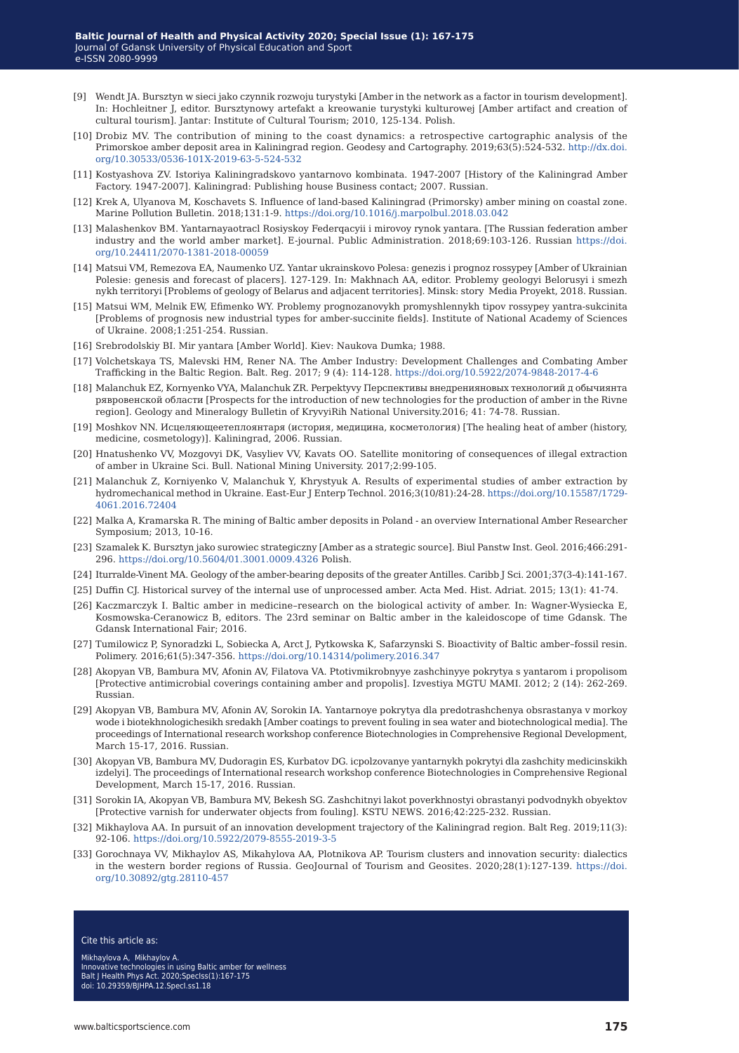[9] Wendt JA. Bursztyn w sieci jako czynnik rozwoju turystyki [Amber in the network as a factor in tourism development]. In: Hochleitner J, editor. Bursztynowy artefakt a kreowanie turystyki kulturowej [Amber artifact and creation of cultural tourism]. Jantar: Institute of Cultural Tourism; 2010, 125-134. Polish.

[10] Drobiz MV. The contribution of mining to the coast dynamics: a retrospective cartographic analysis of the Primorskoe amber deposit area in Kaliningrad region. Geodesy and Cartography. 2019;63(5):524-532. http://dx.doi.org/10.30533/0536-101X-2019-63-5-524-532

[11] Kostyashova ZV. Istoriya Kaliningradskovo yantarnovo kombinata. 1947-2007 [History of the Kaliningrad Amber Factory. 1947-2007]. Kaliningrad: Publishing house Business contact; 2007. Russian.

[12] Krek A, Ulyanova M, Koschavets S. Influence of land-based Kaliningrad (Primorsky) amber mining on coastal zone. Marine Pollution Bulletin. 2018;131:1-9. https://doi.org/10.1016/j.marpolbul.2018.03.042

[13] Malashenkov BM. Yantarnayaotracl Rosiyskoy Federqacyii i mirovoy rynok yantara. [The Russian federation amber industry and the world amber market]. E-journal. Public Administration. 2018;69:103-126. Russian https://doi.org/10.24411/2070-1381-2018-00059

[14] Matsui VM, Remezova EA, Naumenko UZ. Yantar ukrainskovo Polesa: genezis i prognoz rossypey [Amber of Ukrainian Polesie: genesis and forecast of placers]. 127-129. In: Makhnach AA, editor. Problemy geologyi Belorusyi i smezh nykh territoryi [Problems of geology of Belarus and adjacent territories]. Minsk: story Media Proyekt, 2018. Russian.

[15] Matsui WM, Melnik EW, Efimenko WY. Problemy prognozanovykh promyshlennykh tipov rossypey yantra-sukcinita [Problems of prognosis new industrial types for amber-succinite fields]. Institute of National Academy of Sciences of Ukraine. 2008;1:251-254. Russian.

[16] Srebrodolskiy BI. Mir yantara [Amber World]. Kiev: Naukova Dumka; 1988.

[17] Volchetskaya TS, Malevski HM, Rener NA. The Amber Industry: Development Challenges and Combating Amber Trafficking in the Baltic Region. Balt. Reg. 2017; 9 (4): 114-128. https://doi.org/10.5922/2074-9848-2017-4-6

[18] Malanchuk EZ, Kornyenko VYA, Malanchuk ZR. Perpektyvy Перспективы внедренияновых технологий д обычиянта рявровенской области [Prospects for the introduction of new technologies for the production of amber in the Rivne region]. Geology and Mineralogy Bulletin of KryvyiRih National University.2016; 41: 74-78. Russian.

[19] Moshkov NN. Исцеляющеетеплоянтаря (история, медицина, косметология) [The healing heat of amber (history, medicine, cosmetology)]. Kaliningrad, 2006. Russian.

[20] Hnatushenko VV, Mozgovyi DK, Vasyliev VV, Kavats OO. Satellite monitoring of consequences of illegal extraction of amber in Ukraine Sci. Bull. National Mining University. 2017;2:99-105.

[21] Malanchuk Z, Korniyenko V, Malanchuk Y, Khrystyuk A. Results of experimental studies of amber extraction by hydromechanical method in Ukraine. East-Eur J Enterp Technol. 2016;3(10/81):24-28. https://doi.org/10.15587/1729-4061.2016.72404

[22] Malka A, Kramarska R. The mining of Baltic amber deposits in Poland - an overview International Amber Researcher Symposium; 2013, 10-16.

[23] Szamalek K. Bursztyn jako surowiec strategiczny [Amber as a strategic source]. Biul Panstw Inst. Geol. 2016;466:291-296. https://doi.org/10.5604/01.3001.0009.4326 Polish.

[24] Iturralde-Vinent MA. Geology of the amber-bearing deposits of the greater Antilles. Caribb J Sci. 2001;37(3-4):141-167.

[25] Duffin CJ. Historical survey of the internal use of unprocessed amber. Acta Med. Hist. Adriat. 2015; 13(1): 41-74.

[26] Kaczmarczyk I. Baltic amber in medicine–research on the biological activity of amber. In: Wagner-Wysiecka E, Kosmowska-Ceranowicz B, editors. The 23rd seminar on Baltic amber in the kaleidoscope of time Gdansk. The Gdansk International Fair; 2016.

[27] Tumilowicz P, Synoradzki L, Sobiecka A, Arct J, Pytkowska K, Safarzynski S. Bioactivity of Baltic amber–fossil resin. Polimery. 2016;61(5):347-356. https://doi.org/10.14314/polimery.2016.347

[28] Akopyan VB, Bambura MV, Afonin AV, Filatova VA. Ptotivmikrobnyye zashchinyye pokrytya s yantarom i propolisom [Protective antimicrobial coverings containing amber and propolis]. Izvestiya MGTU MAMI. 2012; 2 (14): 262-269. Russian.

[29] Akopyan VB, Bambura MV, Afonin AV, Sorokin IA. Yantarnoye pokrytya dla predotrashchenya obsrastanya v morkoy wode i biotekhnologichesikh sredakh [Amber coatings to prevent fouling in sea water and biotechnological media]. The proceedings of International research workshop conference Biotechnologies in Comprehensive Regional Development, March 15-17, 2016. Russian.

[30] Akopyan VB, Bambura MV, Dudoragin ES, Kurbatov DG. icpolzovanye yantarnykh pokrytyi dla zashchity medicinskikh izdelyi]. The proceedings of International research workshop conference Biotechnologies in Comprehensive Regional Development, March 15-17, 2016. Russian.

[31] Sorokin IA, Akopyan VB, Bambura MV, Bekesh SG. Zashchitnyi lakot poverkhnostyi obrastanyi podvodnykh obyektov [Protective varnish for underwater objects from fouling]. KSTU NEWS. 2016;42:225-232. Russian.

[32] Mikhaylova AA. In pursuit of an innovation development trajectory of the Kaliningrad region. Balt Reg. 2019;11(3): 92-106. https://doi.org/10.5922/2079-8555-2019-3-5

[33] Gorochnaya VV, Mikhaylov AS, Mikahylova AA, Plotnikova AP. Tourism clusters and innovation security: dialectics in the western border regions of Russia. GeoJournal of Tourism and Geosites. 2020;28(1):127-139. https://doi.org/10.30892/gtg.28110-457

Cite this article as:

Mikhaylova A, Mikhaylov A.
Innovative technologies in using Baltic amber for wellness
Balt J Health Phys Act. 2020;SpecIss(1):167-175
doi: 10.29359/BJHPA.12.Spec.Iss1.18